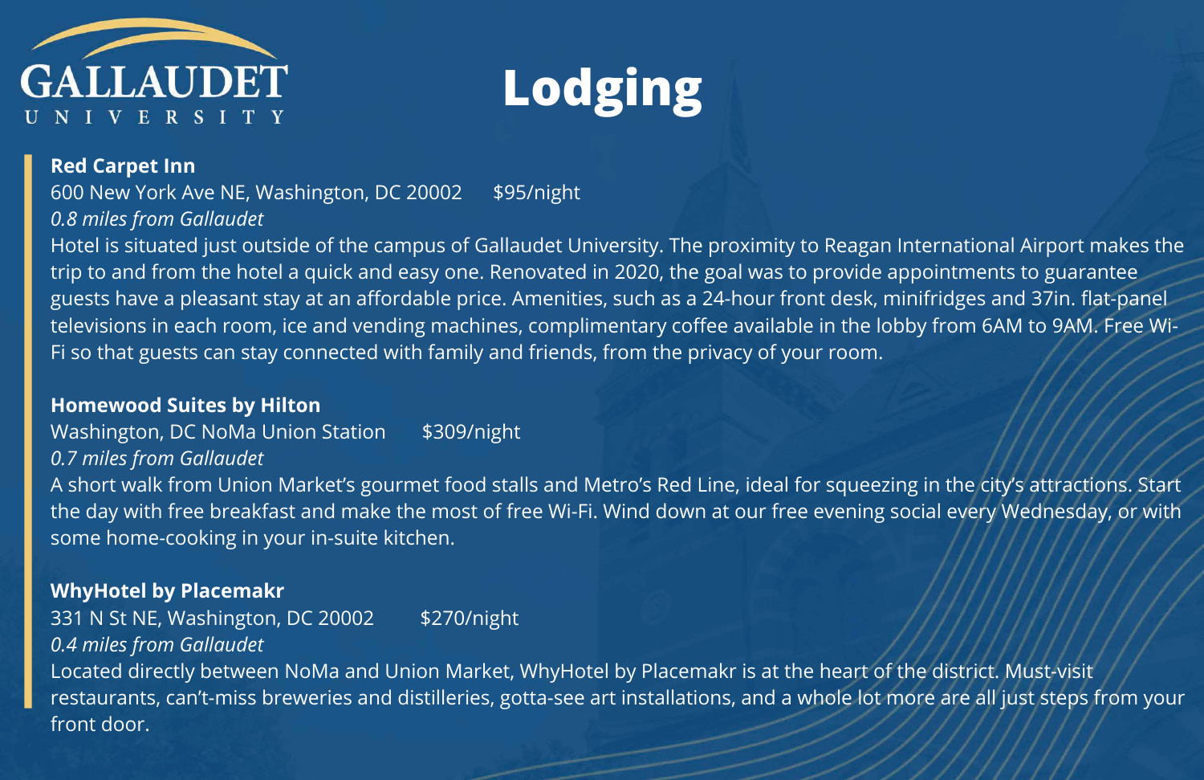GALLAUDET UNIVERSITY

# Lodging

**Red Carpet Inn**
600 New York Ave NE, Washington, DC 20002 $95/night
*0.8 miles from Gallaudet*
Hotel is situated just outside of the campus of Gallaudet University. The proximity to Reagan International Airport makes the trip to and from the hotel a quick and easy one. Renovated in 2020, the goal was to provide appointments to guarantee guests have a pleasant stay at an affordable price. Amenities, such as a 24-hour front desk, minifridges and 37in. flat-panel televisions in each room, ice and vending machines, complimentary coffee available in the lobby from 6AM to 9AM. Free Wi-Fi so that guests can stay connected with family and friends, from the privacy of your room.

**Homewood Suites by Hilton**
Washington, DC NoMa Union Station $309/night
*0.7 miles from Gallaudet*
A short walk from Union Market's gourmet food stalls and Metro's Red Line, ideal for squeezing in the city's attractions. Start the day with free breakfast and make the most of free Wi-Fi. Wind down at our free evening social every Wednesday, or with some home-cooking in your in-suite kitchen.

**WhyHotel by Placemakr**
331 N St NE, Washington, DC 20002 $270/night
*0.4 miles from Gallaudet*
Located directly between NoMa and Union Market, WhyHotel by Placemakr is at the heart of the district. Must-visit restaurants, can't-miss breweries and distilleries, gotta-see art installations, and a whole lot more are all just steps from your front door.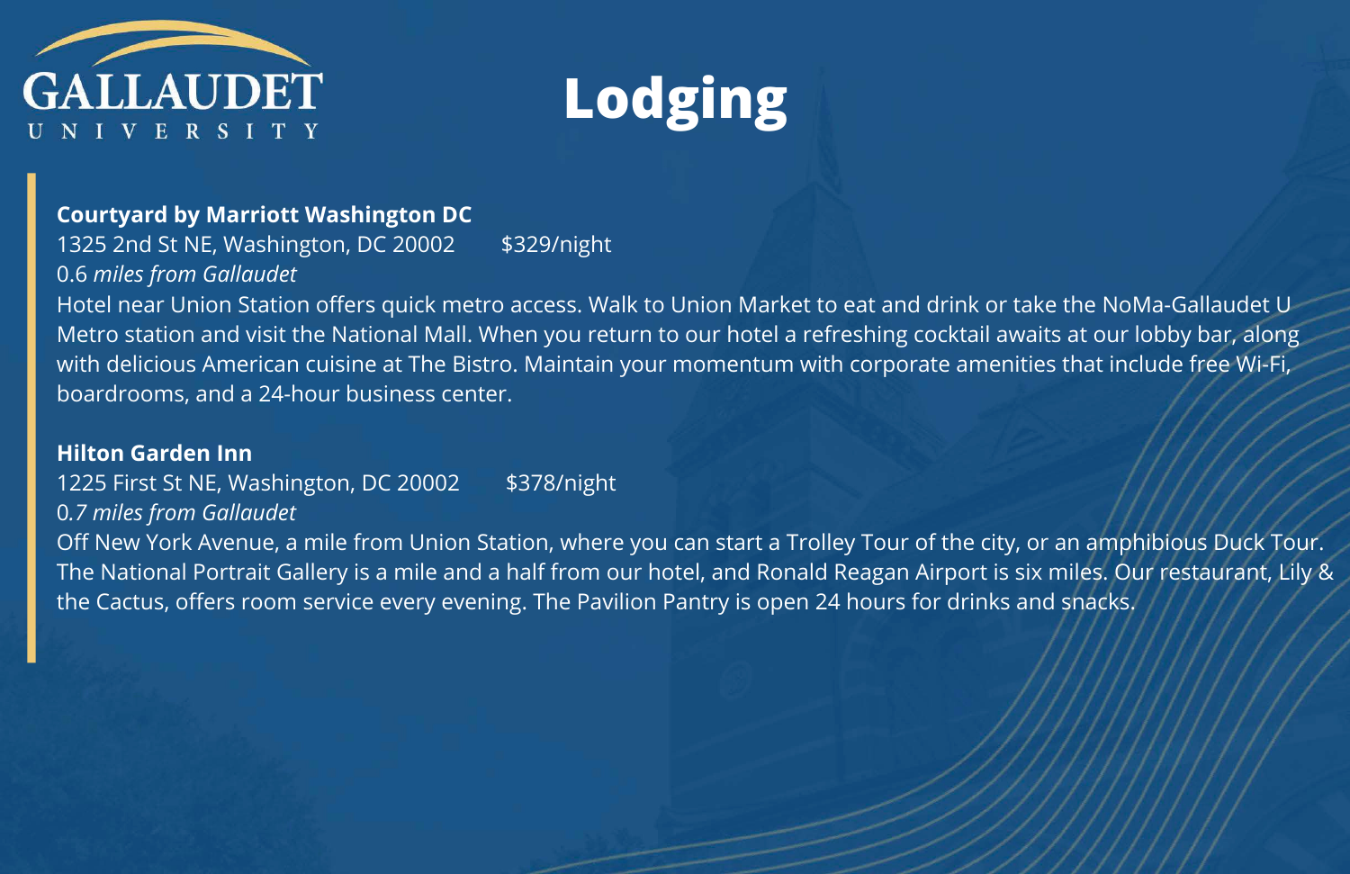GALLAUDET UNIVERSITY

# Lodging

**Courtyard by Marriott Washington DC**
1325 2nd St NE, Washington, DC 20002 $329/night
0.6 *miles from Gallaudet*
Hotel near Union Station offers quick metro access. Walk to Union Market to eat and drink or take the NoMa-Gallaudet U Metro station and visit the National Mall. When you return to our hotel a refreshing cocktail awaits at our lobby bar, along with delicious American cuisine at The Bistro. Maintain your momentum with corporate amenities that include free Wi-Fi, boardrooms, and a 24-hour business center.

**Hilton Garden Inn**
1225 First St NE, Washington, DC 20002 $378/night
0.7 *miles from Gallaudet*
Off New York Avenue, a mile from Union Station, where you can start a Trolley Tour of the city, or an amphibious Duck Tour. The National Portrait Gallery is a mile and a half from our hotel, and Ronald Reagan Airport is six miles. Our restaurant, Lily & the Cactus, offers room service every evening. The Pavilion Pantry is open 24 hours for drinks and snacks.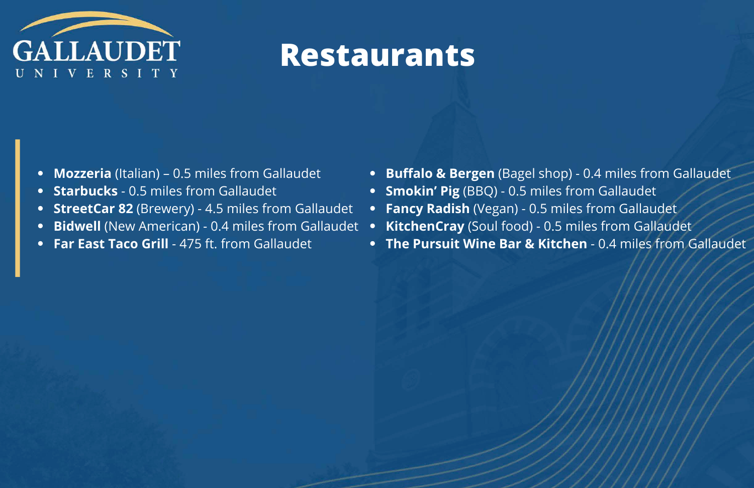# Restaurants

- **Mozzeria** (Italian) – 0.5 miles from Gallaudet
- **Starbucks** - 0.5 miles from Gallaudet
- **StreetCar 82** (Brewery) - 4.5 miles from Gallaudet
- **Bidwell** (New American) - 0.4 miles from Gallaudet
- **Far East Taco Grill** - 475 ft. from Gallaudet
- **Buffalo & Bergen** (Bagel shop) - 0.4 miles from Gallaudet
- **Smokin' Pig** (BBQ) - 0.5 miles from Gallaudet
- **Fancy Radish** (Vegan) - 0.5 miles from Gallaudet
- **KitchenCray** (Soul food) - 0.5 miles from Gallaudet
- **The Pursuit Wine Bar & Kitchen** - 0.4 miles from Gallaudet